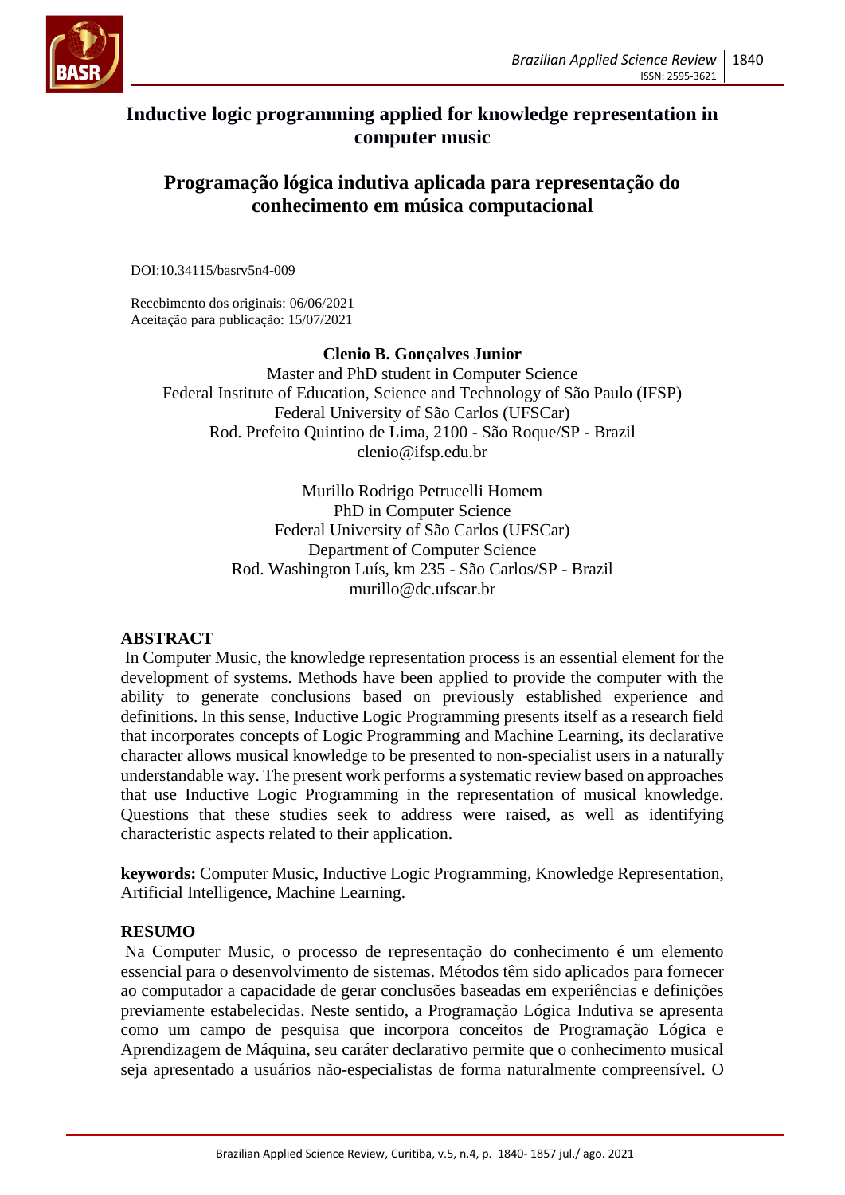# Inductive logic programming applied for knowledge representation in computer music

# Programação lógica indutiva aplicada para representação do conhecimento em música computacional

DOI:10.34115/basrv5n4-009

Recebimento dos originais: 06/06/2021
Aceitação para publicação: 15/07/2021

**Clenio B. Gonçalves Junior**
Master and PhD student in Computer Science
Federal Institute of Education, Science and Technology of São Paulo (IFSP)
Federal University of São Carlos (UFSCar)
Rod. Prefeito Quintino de Lima, 2100 - São Roque/SP - Brazil
clenio@ifsp.edu.br

Murillo Rodrigo Petrucelli Homem
PhD in Computer Science
Federal University of São Carlos (UFSCar)
Department of Computer Science
Rod. Washington Luís, km 235 - São Carlos/SP - Brazil
murillo@dc.ufscar.br

## ABSTRACT

In Computer Music, the knowledge representation process is an essential element for the development of systems. Methods have been applied to provide the computer with the ability to generate conclusions based on previously established experience and definitions. In this sense, Inductive Logic Programming presents itself as a research field that incorporates concepts of Logic Programming and Machine Learning, its declarative character allows musical knowledge to be presented to non-specialist users in a naturally understandable way. The present work performs a systematic review based on approaches that use Inductive Logic Programming in the representation of musical knowledge. Questions that these studies seek to address were raised, as well as identifying characteristic aspects related to their application.

**keywords:** Computer Music, Inductive Logic Programming, Knowledge Representation, Artificial Intelligence, Machine Learning.

## RESUMO

Na Computer Music, o processo de representação do conhecimento é um elemento essencial para o desenvolvimento de sistemas. Métodos têm sido aplicados para fornecer ao computador a capacidade de gerar conclusões baseadas em experiências e definições previamente estabelecidas. Neste sentido, a Programação Lógica Indutiva se apresenta como um campo de pesquisa que incorpora conceitos de Programação Lógica e Aprendizagem de Máquina, seu caráter declarativo permite que o conhecimento musical seja apresentado a usuários não-especialistas de forma naturalmente compreensível. O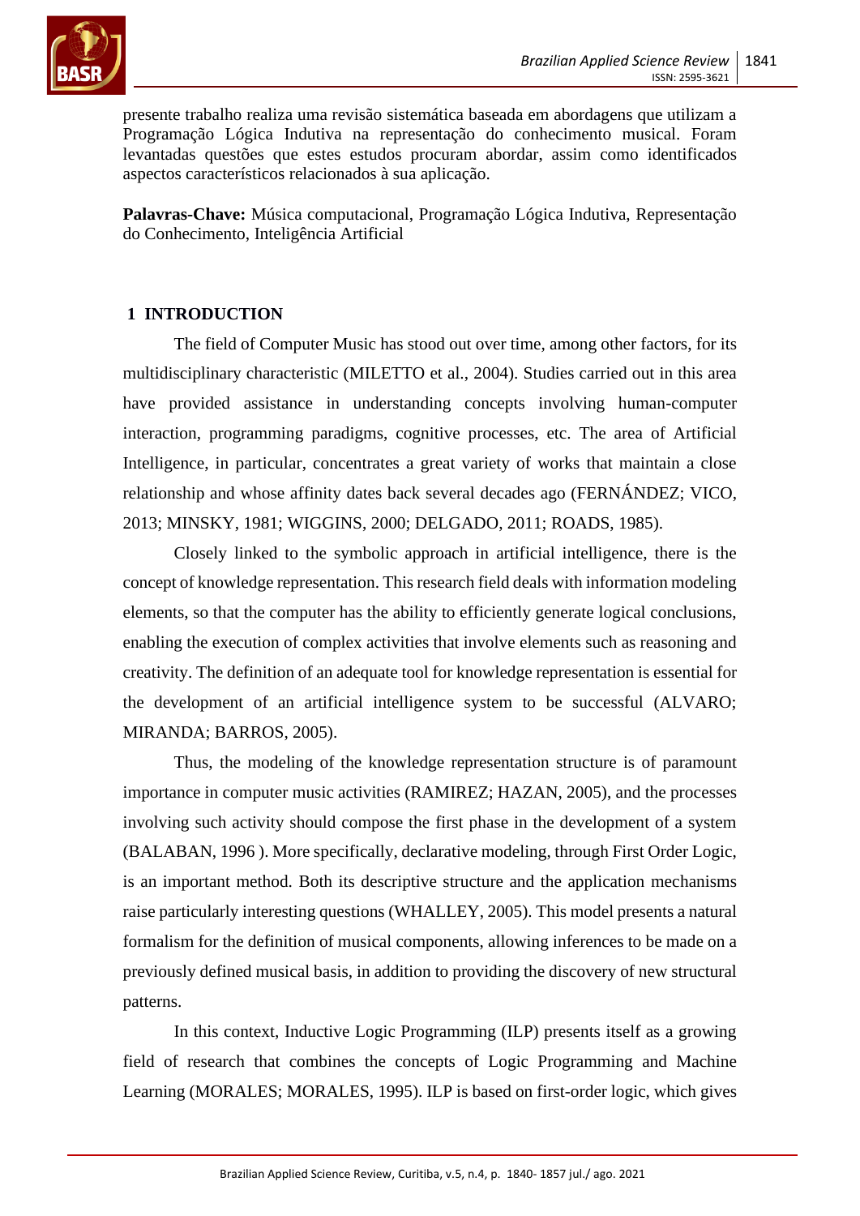presente trabalho realiza uma revisão sistemática baseada em abordagens que utilizam a Programação Lógica Indutiva na representação do conhecimento musical. Foram levantadas questões que estes estudos procuram abordar, assim como identificados aspectos característicos relacionados à sua aplicação.

**Palavras-Chave:** Música computacional, Programação Lógica Indutiva, Representação do Conhecimento, Inteligência Artificial

## 1 INTRODUCTION

The field of Computer Music has stood out over time, among other factors, for its multidisciplinary characteristic (MILETTO et al., 2004). Studies carried out in this area have provided assistance in understanding concepts involving human-computer interaction, programming paradigms, cognitive processes, etc. The area of Artificial Intelligence, in particular, concentrates a great variety of works that maintain a close relationship and whose affinity dates back several decades ago (FERNÁNDEZ; VICO, 2013; MINSKY, 1981; WIGGINS, 2000; DELGADO, 2011; ROADS, 1985).

Closely linked to the symbolic approach in artificial intelligence, there is the concept of knowledge representation. This research field deals with information modeling elements, so that the computer has the ability to efficiently generate logical conclusions, enabling the execution of complex activities that involve elements such as reasoning and creativity. The definition of an adequate tool for knowledge representation is essential for the development of an artificial intelligence system to be successful (ALVARO; MIRANDA; BARROS, 2005).

Thus, the modeling of the knowledge representation structure is of paramount importance in computer music activities (RAMIREZ; HAZAN, 2005), and the processes involving such activity should compose the first phase in the development of a system (BALABAN, 1996 ). More specifically, declarative modeling, through First Order Logic, is an important method. Both its descriptive structure and the application mechanisms raise particularly interesting questions (WHALLEY, 2005). This model presents a natural formalism for the definition of musical components, allowing inferences to be made on a previously defined musical basis, in addition to providing the discovery of new structural patterns.

In this context, Inductive Logic Programming (ILP) presents itself as a growing field of research that combines the concepts of Logic Programming and Machine Learning (MORALES; MORALES, 1995). ILP is based on first-order logic, which gives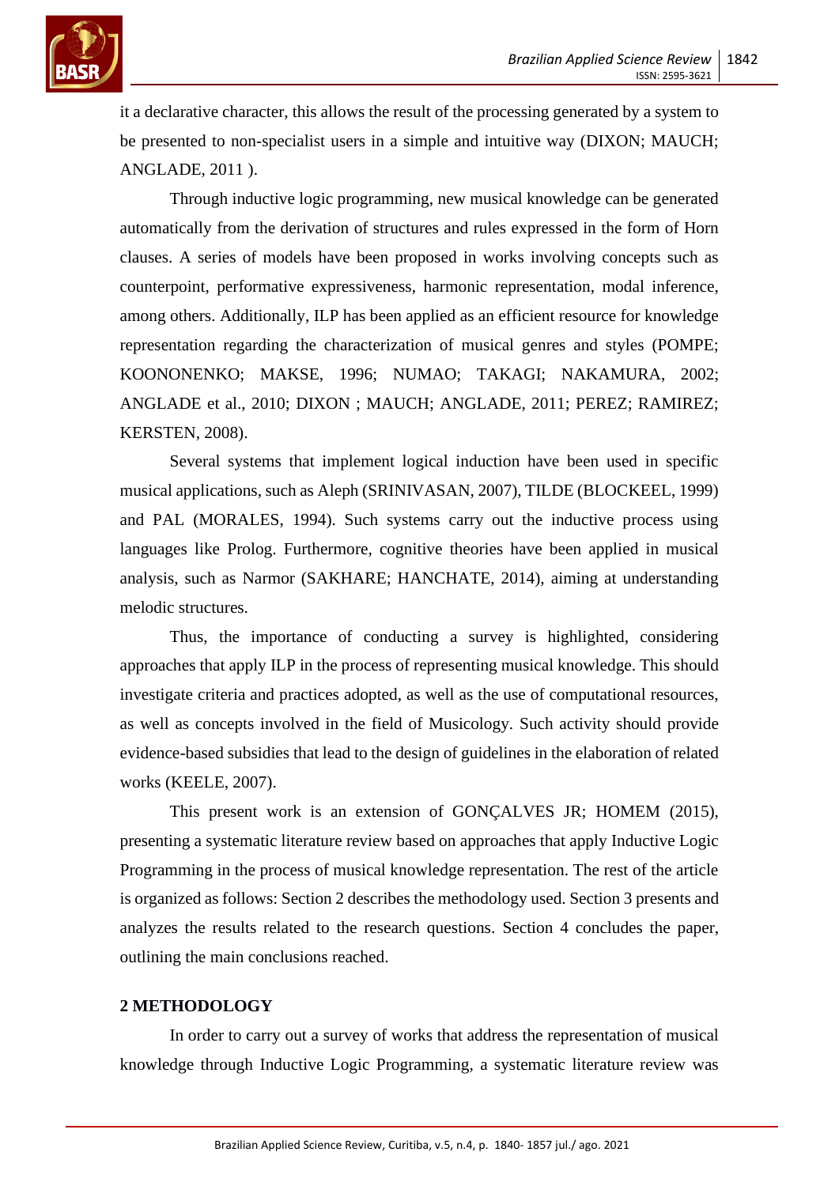it a declarative character, this allows the result of the processing generated by a system to be presented to non-specialist users in a simple and intuitive way (DIXON; MAUCH; ANGLADE, 2011 ).

Through inductive logic programming, new musical knowledge can be generated automatically from the derivation of structures and rules expressed in the form of Horn clauses. A series of models have been proposed in works involving concepts such as counterpoint, performative expressiveness, harmonic representation, modal inference, among others. Additionally, ILP has been applied as an efficient resource for knowledge representation regarding the characterization of musical genres and styles (POMPE; KOONONENKO; MAKSE, 1996; NUMAO; TAKAGI; NAKAMURA, 2002; ANGLADE et al., 2010; DIXON ; MAUCH; ANGLADE, 2011; PEREZ; RAMIREZ; KERSTEN, 2008).

Several systems that implement logical induction have been used in specific musical applications, such as Aleph (SRINIVASAN, 2007), TILDE (BLOCKEEL, 1999) and PAL (MORALES, 1994). Such systems carry out the inductive process using languages like Prolog. Furthermore, cognitive theories have been applied in musical analysis, such as Narmor (SAKHARE; HANCHATE, 2014), aiming at understanding melodic structures.

Thus, the importance of conducting a survey is highlighted, considering approaches that apply ILP in the process of representing musical knowledge. This should investigate criteria and practices adopted, as well as the use of computational resources, as well as concepts involved in the field of Musicology. Such activity should provide evidence-based subsidies that lead to the design of guidelines in the elaboration of related works (KEELE, 2007).

This present work is an extension of GONÇALVES JR; HOMEM (2015), presenting a systematic literature review based on approaches that apply Inductive Logic Programming in the process of musical knowledge representation. The rest of the article is organized as follows: Section 2 describes the methodology used. Section 3 presents and analyzes the results related to the research questions. Section 4 concludes the paper, outlining the main conclusions reached.

## 2 METHODOLOGY

In order to carry out a survey of works that address the representation of musical knowledge through Inductive Logic Programming, a systematic literature review was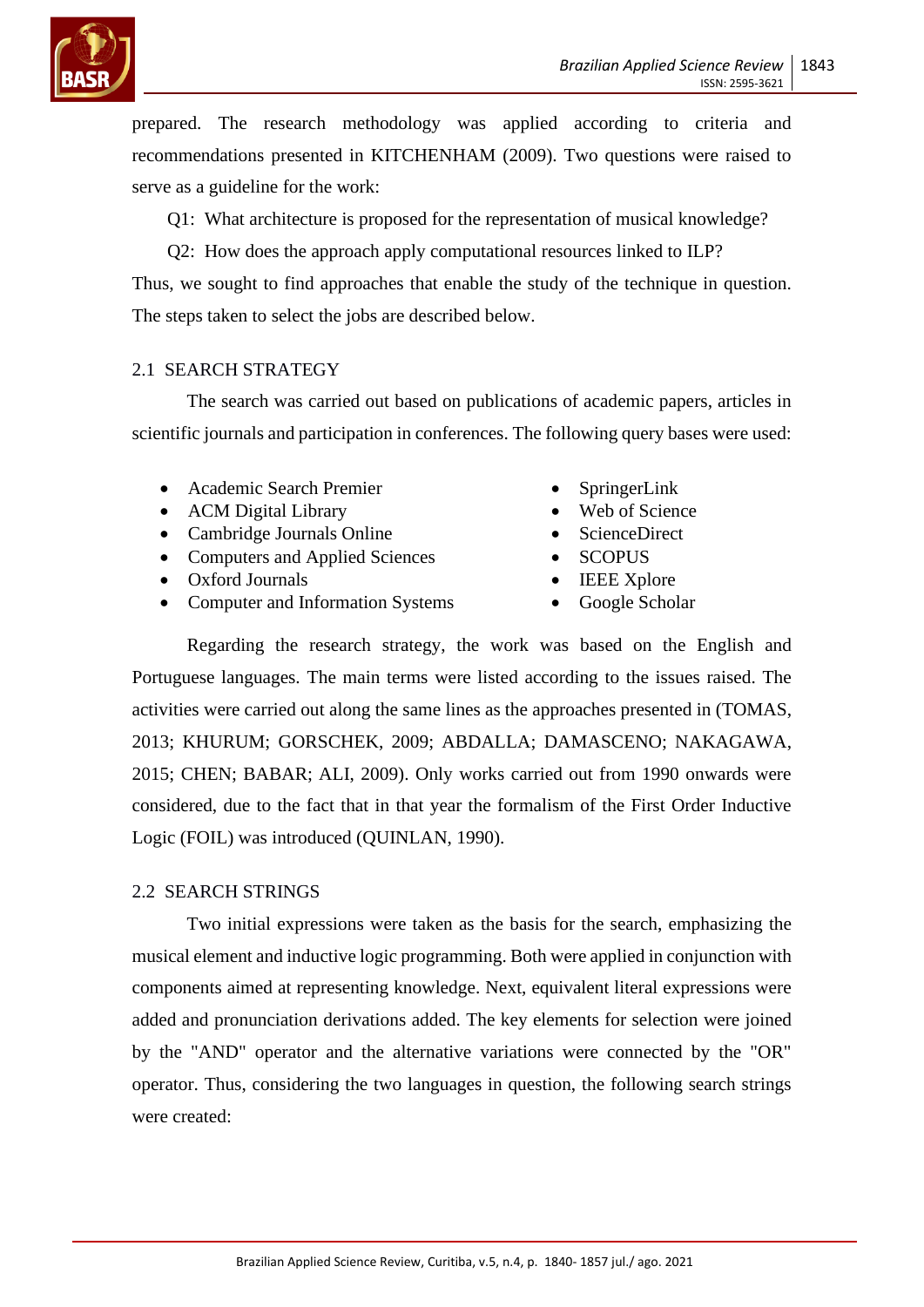prepared. The research methodology was applied according to criteria and recommendations presented in KITCHENHAM (2009). Two questions were raised to serve as a guideline for the work:

Q1: What architecture is proposed for the representation of musical knowledge?

Q2: How does the approach apply computational resources linked to ILP?

Thus, we sought to find approaches that enable the study of the technique in question. The steps taken to select the jobs are described below.

## 2.1 SEARCH STRATEGY

The search was carried out based on publications of academic papers, articles in scientific journals and participation in conferences. The following query bases were used:

- Academic Search Premier
- ACM Digital Library
- Cambridge Journals Online
- Computers and Applied Sciences
- Oxford Journals
- Computer and Information Systems
- SpringerLink
- Web of Science
- ScienceDirect
- SCOPUS
- IEEE Xplore
- Google Scholar

Regarding the research strategy, the work was based on the English and Portuguese languages. The main terms were listed according to the issues raised. The activities were carried out along the same lines as the approaches presented in (TOMAS, 2013; KHURUM; GORSCHEK, 2009; ABDALLA; DAMASCENO; NAKAGAWA, 2015; CHEN; BABAR; ALI, 2009). Only works carried out from 1990 onwards were considered, due to the fact that in that year the formalism of the First Order Inductive Logic (FOIL) was introduced (QUINLAN, 1990).

## 2.2 SEARCH STRINGS

Two initial expressions were taken as the basis for the search, emphasizing the musical element and inductive logic programming. Both were applied in conjunction with components aimed at representing knowledge. Next, equivalent literal expressions were added and pronunciation derivations added. The key elements for selection were joined by the "AND" operator and the alternative variations were connected by the "OR" operator. Thus, considering the two languages in question, the following search strings were created: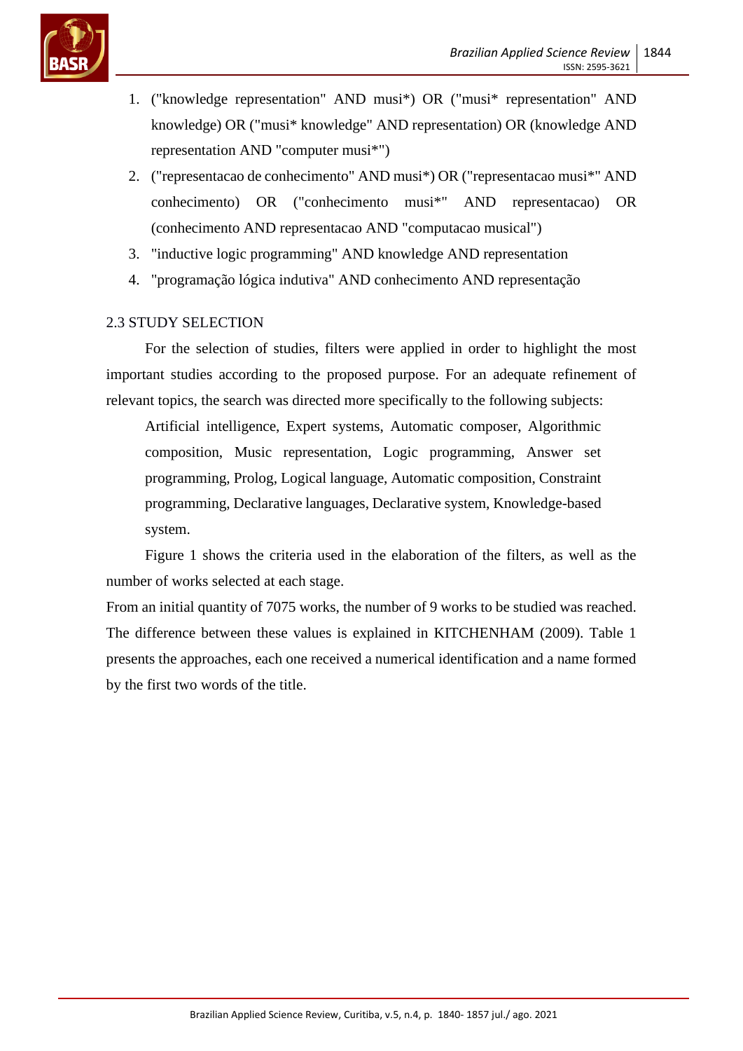1. ("knowledge representation" AND musi*) OR ("musi* representation" AND knowledge) OR ("musi* knowledge" AND representation) OR (knowledge AND representation AND "computer musi*")
2. ("representacao de conhecimento" AND musi*) OR ("representacao musi*" AND conhecimento) OR ("conhecimento musi*" AND representacao) OR (conhecimento AND representacao AND "computacao musical")
3. "inductive logic programming" AND knowledge AND representation
4. "programação lógica indutiva" AND conhecimento AND representação

## 2.3 STUDY SELECTION

For the selection of studies, filters were applied in order to highlight the most important studies according to the proposed purpose. For an adequate refinement of relevant topics, the search was directed more specifically to the following subjects:

> Artificial intelligence, Expert systems, Automatic composer, Algorithmic composition, Music representation, Logic programming, Answer set programming, Prolog, Logical language, Automatic composition, Constraint programming, Declarative languages, Declarative system, Knowledge-based system.

Figure 1 shows the criteria used in the elaboration of the filters, as well as the number of works selected at each stage.

From an initial quantity of 7075 works, the number of 9 works to be studied was reached. The difference between these values is explained in KITCHENHAM (2009). Table 1 presents the approaches, each one received a numerical identification and a name formed by the first two words of the title.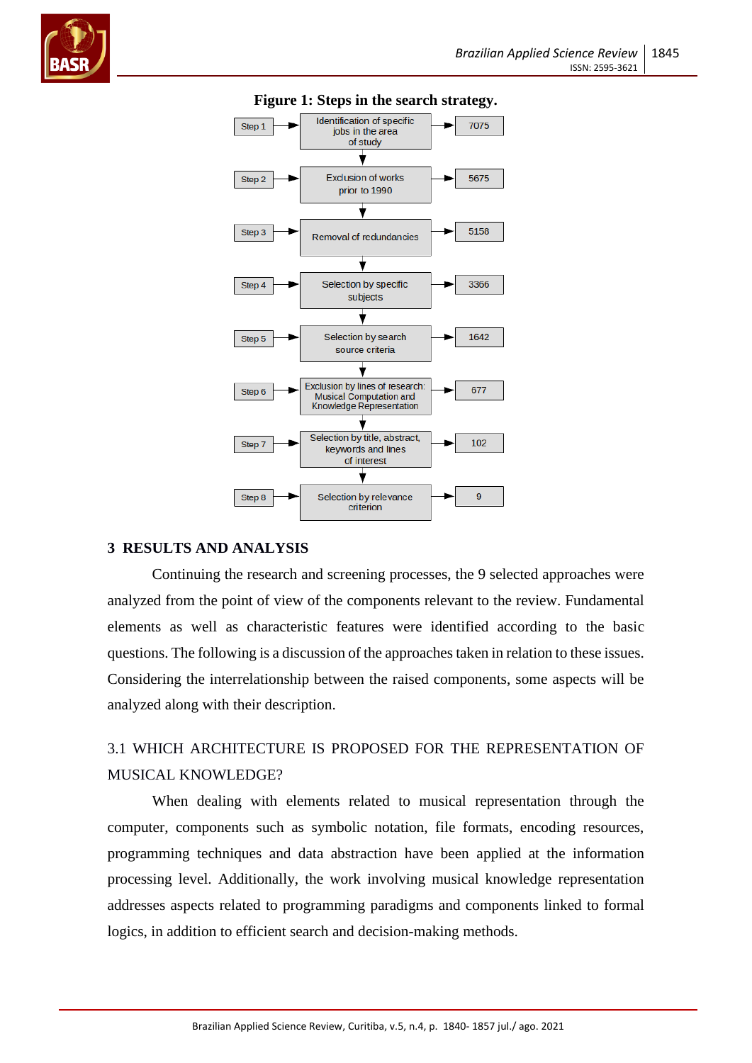**Figure 1: Steps in the search strategy.**

| Step | Description | Result |
| --- | --- | --- |
| Step 1 | Identification of specific jobs in the area of study | 7075 |
| Step 2 | Exclusion of works prior to 1990 | 5675 |
| Step 3 | Removal of redundancies | 5158 |
| Step 4 | Selection by specific subjects | 3366 |
| Step 5 | Selection by search source criteria | 1642 |
| Step 6 | Exclusion by lines of research: Musical Computation and Knowledge Representation | 677 |
| Step 7 | Selection by title, abstract, keywords and lines of interest | 102 |
| Step 8 | Selection by relevance criterion | 9 |

## 3 RESULTS AND ANALYSIS

Continuing the research and screening processes, the 9 selected approaches were analyzed from the point of view of the components relevant to the review. Fundamental elements as well as characteristic features were identified according to the basic questions. The following is a discussion of the approaches taken in relation to these issues. Considering the interrelationship between the raised components, some aspects will be analyzed along with their description.

### 3.1 WHICH ARCHITECTURE IS PROPOSED FOR THE REPRESENTATION OF MUSICAL KNOWLEDGE?

When dealing with elements related to musical representation through the computer, components such as symbolic notation, file formats, encoding resources, programming techniques and data abstraction have been applied at the information processing level. Additionally, the work involving musical knowledge representation addresses aspects related to programming paradigms and components linked to formal logics, in addition to efficient search and decision-making methods.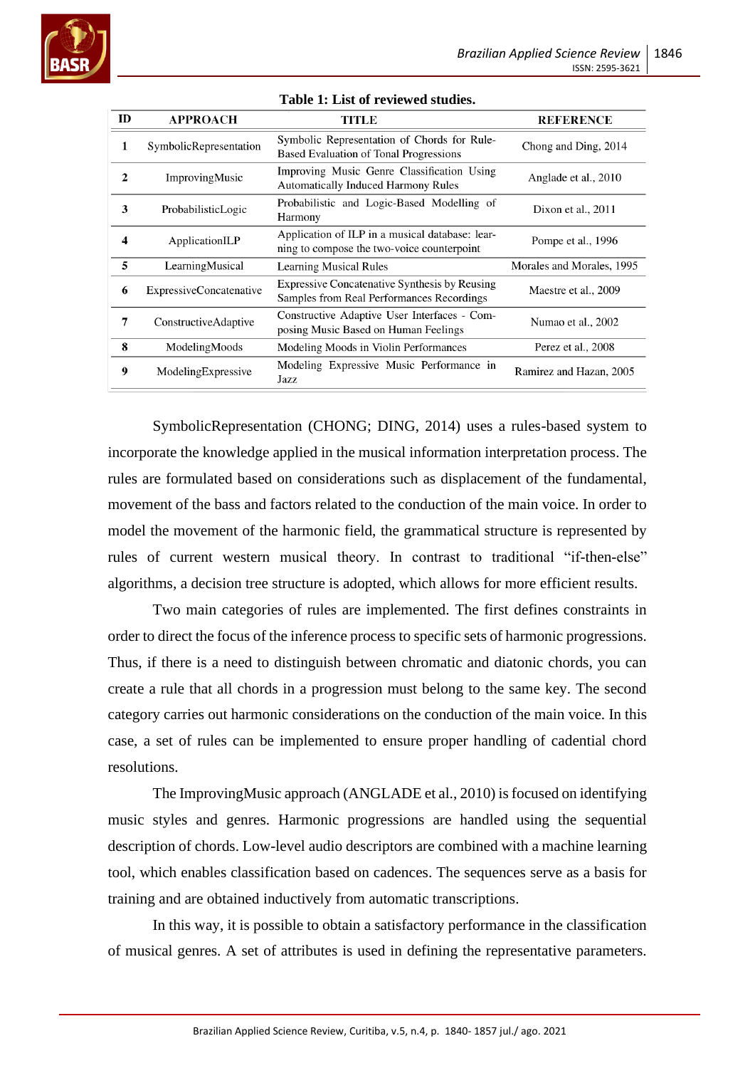**Table 1: List of reviewed studies.**

| ID | APPROACH | TITLE | REFERENCE |
|---|---|---|---|
| 1 | SymbolicRepresentation | Symbolic Representation of Chords for Rule-Based Evaluation of Tonal Progressions | Chong and Ding, 2014 |
| 2 | ImprovingMusic | Improving Music Genre Classification Using Automatically Induced Harmony Rules | Anglade et al., 2010 |
| 3 | ProbabilisticLogic | Probabilistic and Logic-Based Modelling of Harmony | Dixon et al., 2011 |
| 4 | ApplicationILP | Application of ILP in a musical database: learning to compose the two-voice counterpoint | Pompe et al., 1996 |
| 5 | LearningMusical | Learning Musical Rules | Morales and Morales, 1995 |
| 6 | ExpressiveConcatenative | Expressive Concatenative Synthesis by Reusing Samples from Real Performances Recordings | Maestre et al., 2009 |
| 7 | ConstructiveAdaptive | Constructive Adaptive User Interfaces - Composing Music Based on Human Feelings | Numao et al., 2002 |
| 8 | ModelingMoods | Modeling Moods in Violin Performances | Perez et al., 2008 |
| 9 | ModelingExpressive | Modeling Expressive Music Performance in Jazz | Ramirez and Hazan, 2005 |

SymbolicRepresentation (CHONG; DING, 2014) uses a rules-based system to incorporate the knowledge applied in the musical information interpretation process. The rules are formulated based on considerations such as displacement of the fundamental, movement of the bass and factors related to the conduction of the main voice. In order to model the movement of the harmonic field, the grammatical structure is represented by rules of current western musical theory. In contrast to traditional "if-then-else" algorithms, a decision tree structure is adopted, which allows for more efficient results.

Two main categories of rules are implemented. The first defines constraints in order to direct the focus of the inference process to specific sets of harmonic progressions. Thus, if there is a need to distinguish between chromatic and diatonic chords, you can create a rule that all chords in a progression must belong to the same key. The second category carries out harmonic considerations on the conduction of the main voice. In this case, a set of rules can be implemented to ensure proper handling of cadential chord resolutions.

The ImprovingMusic approach (ANGLADE et al., 2010) is focused on identifying music styles and genres. Harmonic progressions are handled using the sequential description of chords. Low-level audio descriptors are combined with a machine learning tool, which enables classification based on cadences. The sequences serve as a basis for training and are obtained inductively from automatic transcriptions.

In this way, it is possible to obtain a satisfactory performance in the classification of musical genres. A set of attributes is used in defining the representative parameters.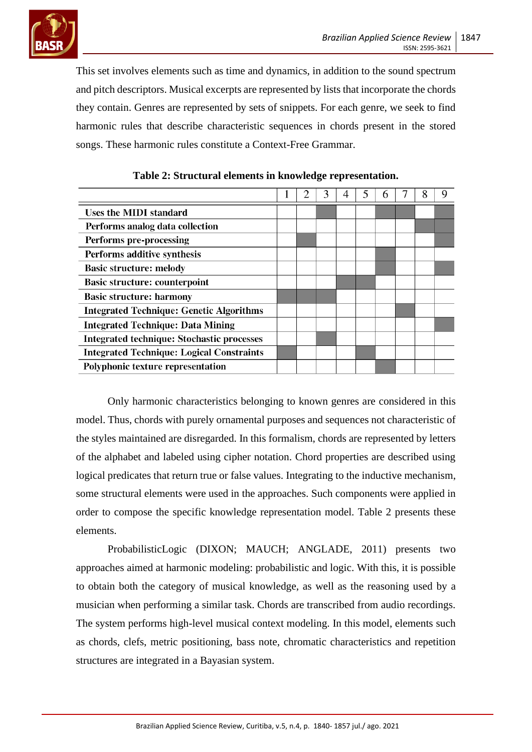This set involves elements such as time and dynamics, in addition to the sound spectrum and pitch descriptors. Musical excerpts are represented by lists that incorporate the chords they contain. Genres are represented by sets of snippets. For each genre, we seek to find harmonic rules that describe characteristic sequences in chords present in the stored songs. These harmonic rules constitute a Context-Free Grammar.

**Table 2: Structural elements in knowledge representation.**

| | 1 | 2 | 3 | 4 | 5 | 6 | 7 | 8 | 9 |
|---|---|---|---|---|---|---|---|---|---|
| Uses the MIDI standard | | | ■ | | | ■ | ■ | | ■ |
| Performs analog data collection | | | | | | | | ■ | ■ |
| Performs pre-processing | | ■ | | | | | | | ■ |
| Performs additive synthesis | | | | | | ■ | | | |
| Basic structure: melody | | | | | | ■ | | | ■ |
| Basic structure: counterpoint | | | | ■ | ■ | | | | |
| Basic structure: harmony | ■ | ■ | ■ | | | | | | |
| Integrated Technique: Genetic Algorithms | | | | | | | ■ | | |
| Integrated Technique: Data Mining | | | | | | | | | ■ |
| Integrated technique: Stochastic processes | | | ■ | | | | | | |
| Integrated Technique: Logical Constraints | ■ | | | | ■ | | | | |
| Polyphonic texture representation | | | | | | ■ | | | |

Only harmonic characteristics belonging to known genres are considered in this model. Thus, chords with purely ornamental purposes and sequences not characteristic of the styles maintained are disregarded. In this formalism, chords are represented by letters of the alphabet and labeled using cipher notation. Chord properties are described using logical predicates that return true or false values. Integrating to the inductive mechanism, some structural elements were used in the approaches. Such components were applied in order to compose the specific knowledge representation model. Table 2 presents these elements.

ProbabilisticLogic (DIXON; MAUCH; ANGLADE, 2011) presents two approaches aimed at harmonic modeling: probabilistic and logic. With this, it is possible to obtain both the category of musical knowledge, as well as the reasoning used by a musician when performing a similar task. Chords are transcribed from audio recordings. The system performs high-level musical context modeling. In this model, elements such as chords, clefs, metric positioning, bass note, chromatic characteristics and repetition structures are integrated in a Bayasian system.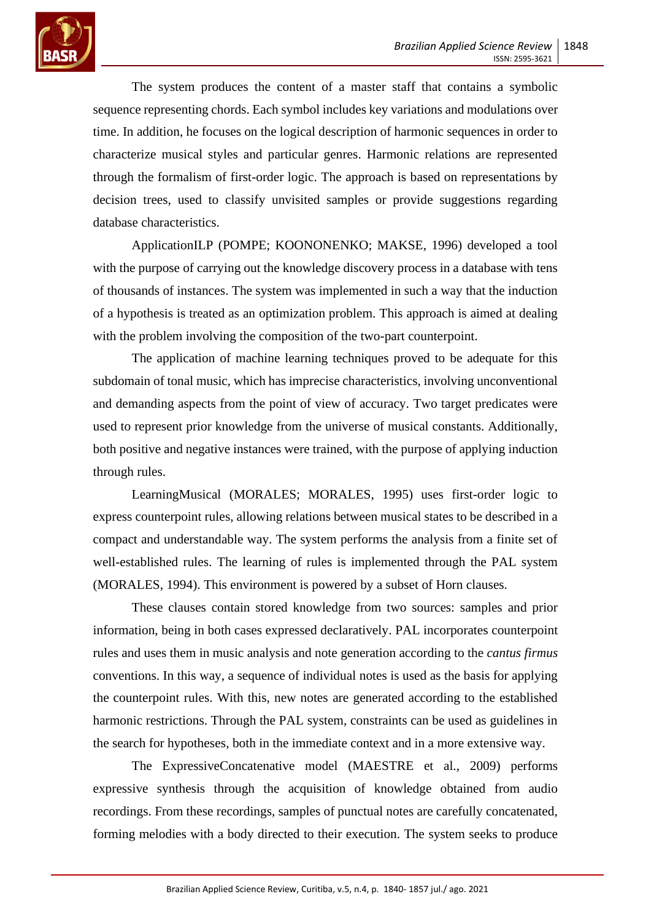The system produces the content of a master staff that contains a symbolic sequence representing chords. Each symbol includes key variations and modulations over time. In addition, he focuses on the logical description of harmonic sequences in order to characterize musical styles and particular genres. Harmonic relations are represented through the formalism of first-order logic. The approach is based on representations by decision trees, used to classify unvisited samples or provide suggestions regarding database characteristics.

ApplicationILP (POMPE; KOONONENKO; MAKSE, 1996) developed a tool with the purpose of carrying out the knowledge discovery process in a database with tens of thousands of instances. The system was implemented in such a way that the induction of a hypothesis is treated as an optimization problem. This approach is aimed at dealing with the problem involving the composition of the two-part counterpoint.

The application of machine learning techniques proved to be adequate for this subdomain of tonal music, which has imprecise characteristics, involving unconventional and demanding aspects from the point of view of accuracy. Two target predicates were used to represent prior knowledge from the universe of musical constants. Additionally, both positive and negative instances were trained, with the purpose of applying induction through rules.

LearningMusical (MORALES; MORALES, 1995) uses first-order logic to express counterpoint rules, allowing relations between musical states to be described in a compact and understandable way. The system performs the analysis from a finite set of well-established rules. The learning of rules is implemented through the PAL system (MORALES, 1994). This environment is powered by a subset of Horn clauses.

These clauses contain stored knowledge from two sources: samples and prior information, being in both cases expressed declaratively. PAL incorporates counterpoint rules and uses them in music analysis and note generation according to the *cantus firmus* conventions. In this way, a sequence of individual notes is used as the basis for applying the counterpoint rules. With this, new notes are generated according to the established harmonic restrictions. Through the PAL system, constraints can be used as guidelines in the search for hypotheses, both in the immediate context and in a more extensive way.

The ExpressiveConcatenative model (MAESTRE et al., 2009) performs expressive synthesis through the acquisition of knowledge obtained from audio recordings. From these recordings, samples of punctual notes are carefully concatenated, forming melodies with a body directed to their execution. The system seeks to produce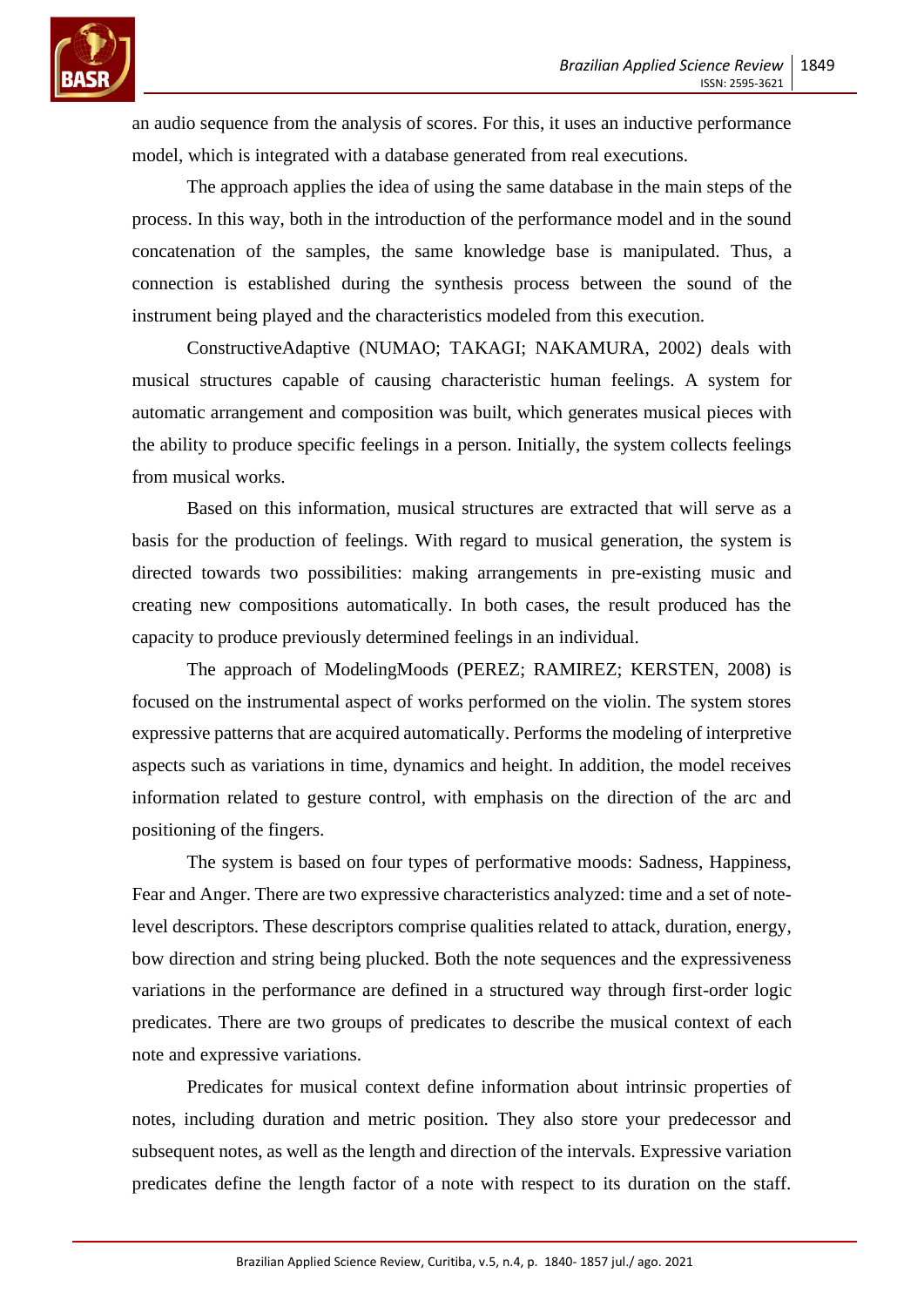an audio sequence from the analysis of scores. For this, it uses an inductive performance model, which is integrated with a database generated from real executions.

The approach applies the idea of using the same database in the main steps of the process. In this way, both in the introduction of the performance model and in the sound concatenation of the samples, the same knowledge base is manipulated. Thus, a connection is established during the synthesis process between the sound of the instrument being played and the characteristics modeled from this execution.

ConstructiveAdaptive (NUMAO; TAKAGI; NAKAMURA, 2002) deals with musical structures capable of causing characteristic human feelings. A system for automatic arrangement and composition was built, which generates musical pieces with the ability to produce specific feelings in a person. Initially, the system collects feelings from musical works.

Based on this information, musical structures are extracted that will serve as a basis for the production of feelings. With regard to musical generation, the system is directed towards two possibilities: making arrangements in pre-existing music and creating new compositions automatically. In both cases, the result produced has the capacity to produce previously determined feelings in an individual.

The approach of ModelingMoods (PEREZ; RAMIREZ; KERSTEN, 2008) is focused on the instrumental aspect of works performed on the violin. The system stores expressive patterns that are acquired automatically. Performs the modeling of interpretive aspects such as variations in time, dynamics and height. In addition, the model receives information related to gesture control, with emphasis on the direction of the arc and positioning of the fingers.

The system is based on four types of performative moods: Sadness, Happiness, Fear and Anger. There are two expressive characteristics analyzed: time and a set of note-level descriptors. These descriptors comprise qualities related to attack, duration, energy, bow direction and string being plucked. Both the note sequences and the expressiveness variations in the performance are defined in a structured way through first-order logic predicates. There are two groups of predicates to describe the musical context of each note and expressive variations.

Predicates for musical context define information about intrinsic properties of notes, including duration and metric position. They also store your predecessor and subsequent notes, as well as the length and direction of the intervals. Expressive variation predicates define the length factor of a note with respect to its duration on the staff.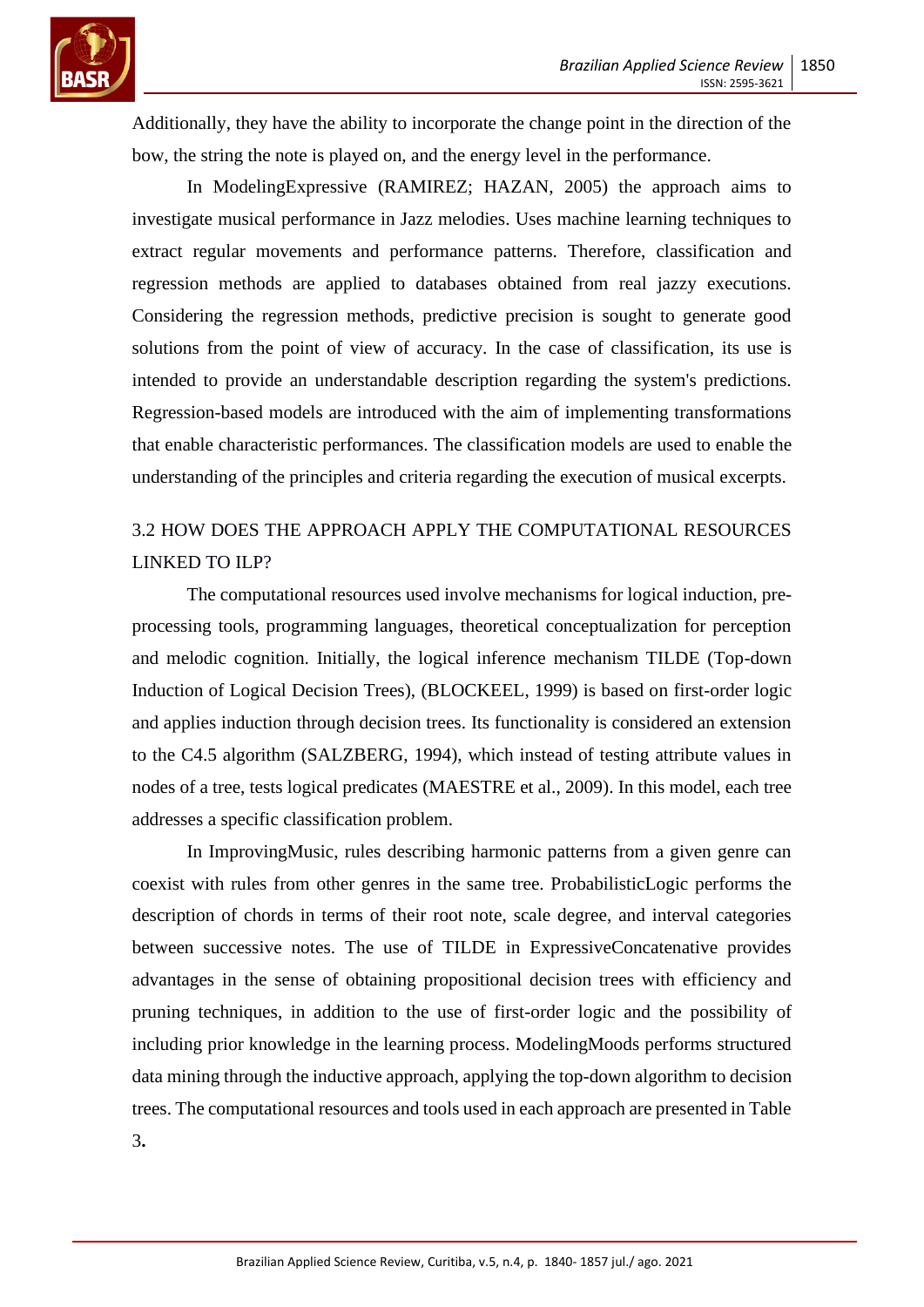Additionally, they have the ability to incorporate the change point in the direction of the bow, the string the note is played on, and the energy level in the performance.

In ModelingExpressive (RAMIREZ; HAZAN, 2005) the approach aims to investigate musical performance in Jazz melodies. Uses machine learning techniques to extract regular movements and performance patterns. Therefore, classification and regression methods are applied to databases obtained from real jazzy executions. Considering the regression methods, predictive precision is sought to generate good solutions from the point of view of accuracy. In the case of classification, its use is intended to provide an understandable description regarding the system's predictions. Regression-based models are introduced with the aim of implementing transformations that enable characteristic performances. The classification models are used to enable the understanding of the principles and criteria regarding the execution of musical excerpts.

## 3.2 HOW DOES THE APPROACH APPLY THE COMPUTATIONAL RESOURCES LINKED TO ILP?

The computational resources used involve mechanisms for logical induction, pre-processing tools, programming languages, theoretical conceptualization for perception and melodic cognition. Initially, the logical inference mechanism TILDE (Top-down Induction of Logical Decision Trees), (BLOCKEEL, 1999) is based on first-order logic and applies induction through decision trees. Its functionality is considered an extension to the C4.5 algorithm (SALZBERG, 1994), which instead of testing attribute values in nodes of a tree, tests logical predicates (MAESTRE et al., 2009). In this model, each tree addresses a specific classification problem.

In ImprovingMusic, rules describing harmonic patterns from a given genre can coexist with rules from other genres in the same tree. ProbabilisticLogic performs the description of chords in terms of their root note, scale degree, and interval categories between successive notes. The use of TILDE in ExpressiveConcatenative provides advantages in the sense of obtaining propositional decision trees with efficiency and pruning techniques, in addition to the use of first-order logic and the possibility of including prior knowledge in the learning process. ModelingMoods performs structured data mining through the inductive approach, applying the top-down algorithm to decision trees. The computational resources and tools used in each approach are presented in Table 3**.**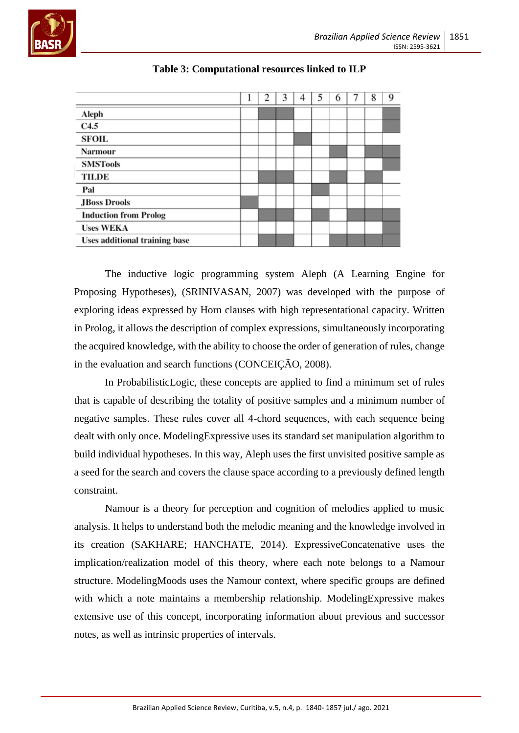**Table 3: Computational resources linked to ILP**

| | 1 | 2 | 3 | 4 | 5 | 6 | 7 | 8 | 9 |
|---|---|---|---|---|---|---|---|---|---|
| **Aleph** | | ■ | ■ | | | | | | ■ |
| **C4.5** | | | | | | | | | ■ |
| **SFOIL** | | | | ■ | | | | | |
| **Narmour** | | | | | | ■ | | ■ | ■ |
| **SMSTools** | | | | | | | | | ■ |
| **TILDE** | | ■ | ■ | | | ■ | | ■ | |
| **Pal** | | | | | ■ | | | | |
| **JBoss Drools** | ■ | | | | | | | | |
| **Induction from Prolog** | | ■ | ■ | | ■ | | ■ | ■ | ■ |
| **Uses WEKA** | | | | | | | | | ■ |
| **Uses additional training base** | | ■ | ■ | | | ■ | ■ | ■ | ■ |

The inductive logic programming system Aleph (A Learning Engine for Proposing Hypotheses), (SRINIVASAN, 2007) was developed with the purpose of exploring ideas expressed by Horn clauses with high representational capacity. Written in Prolog, it allows the description of complex expressions, simultaneously incorporating the acquired knowledge, with the ability to choose the order of generation of rules, change in the evaluation and search functions (CONCEIÇÃO, 2008).

In ProbabilisticLogic, these concepts are applied to find a minimum set of rules that is capable of describing the totality of positive samples and a minimum number of negative samples. These rules cover all 4-chord sequences, with each sequence being dealt with only once. ModelingExpressive uses its standard set manipulation algorithm to build individual hypotheses. In this way, Aleph uses the first unvisited positive sample as a seed for the search and covers the clause space according to a previously defined length constraint.

Namour is a theory for perception and cognition of melodies applied to music analysis. It helps to understand both the melodic meaning and the knowledge involved in its creation (SAKHARE; HANCHATE, 2014). ExpressiveConcatenative uses the implication/realization model of this theory, where each note belongs to a Namour structure. ModelingMoods uses the Namour context, where specific groups are defined with which a note maintains a membership relationship. ModelingExpressive makes extensive use of this concept, incorporating information about previous and successor notes, as well as intrinsic properties of intervals.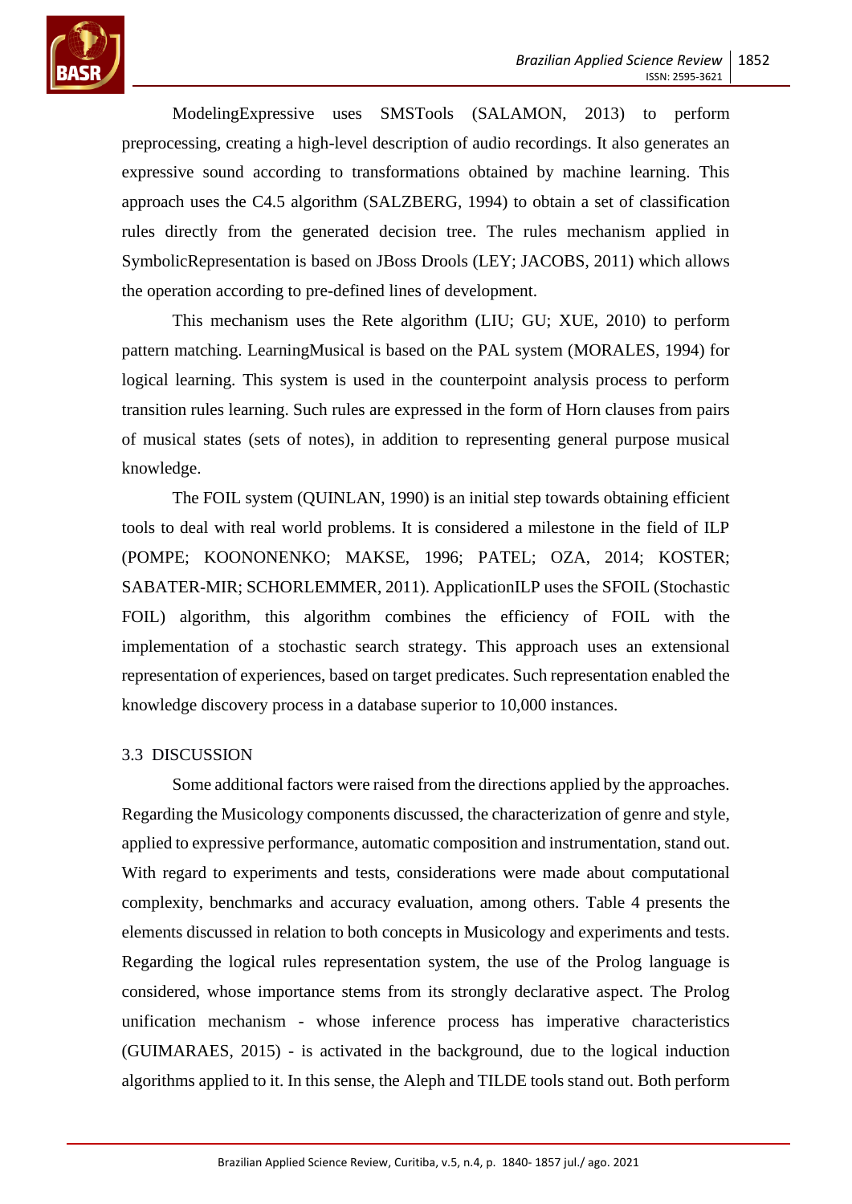ModelingExpressive uses SMSTools (SALAMON, 2013) to perform preprocessing, creating a high-level description of audio recordings. It also generates an expressive sound according to transformations obtained by machine learning. This approach uses the C4.5 algorithm (SALZBERG, 1994) to obtain a set of classification rules directly from the generated decision tree. The rules mechanism applied in SymbolicRepresentation is based on JBoss Drools (LEY; JACOBS, 2011) which allows the operation according to pre-defined lines of development.

This mechanism uses the Rete algorithm (LIU; GU; XUE, 2010) to perform pattern matching. LearningMusical is based on the PAL system (MORALES, 1994) for logical learning. This system is used in the counterpoint analysis process to perform transition rules learning. Such rules are expressed in the form of Horn clauses from pairs of musical states (sets of notes), in addition to representing general purpose musical knowledge.

The FOIL system (QUINLAN, 1990) is an initial step towards obtaining efficient tools to deal with real world problems. It is considered a milestone in the field of ILP (POMPE; KOONONENKO; MAKSE, 1996; PATEL; OZA, 2014; KOSTER; SABATER-MIR; SCHORLEMMER, 2011). ApplicationILP uses the SFOIL (Stochastic FOIL) algorithm, this algorithm combines the efficiency of FOIL with the implementation of a stochastic search strategy. This approach uses an extensional representation of experiences, based on target predicates. Such representation enabled the knowledge discovery process in a database superior to 10,000 instances.

## 3.3 DISCUSSION

Some additional factors were raised from the directions applied by the approaches. Regarding the Musicology components discussed, the characterization of genre and style, applied to expressive performance, automatic composition and instrumentation, stand out. With regard to experiments and tests, considerations were made about computational complexity, benchmarks and accuracy evaluation, among others. Table 4 presents the elements discussed in relation to both concepts in Musicology and experiments and tests. Regarding the logical rules representation system, the use of the Prolog language is considered, whose importance stems from its strongly declarative aspect. The Prolog unification mechanism - whose inference process has imperative characteristics (GUIMARAES, 2015) - is activated in the background, due to the logical induction algorithms applied to it. In this sense, the Aleph and TILDE tools stand out. Both perform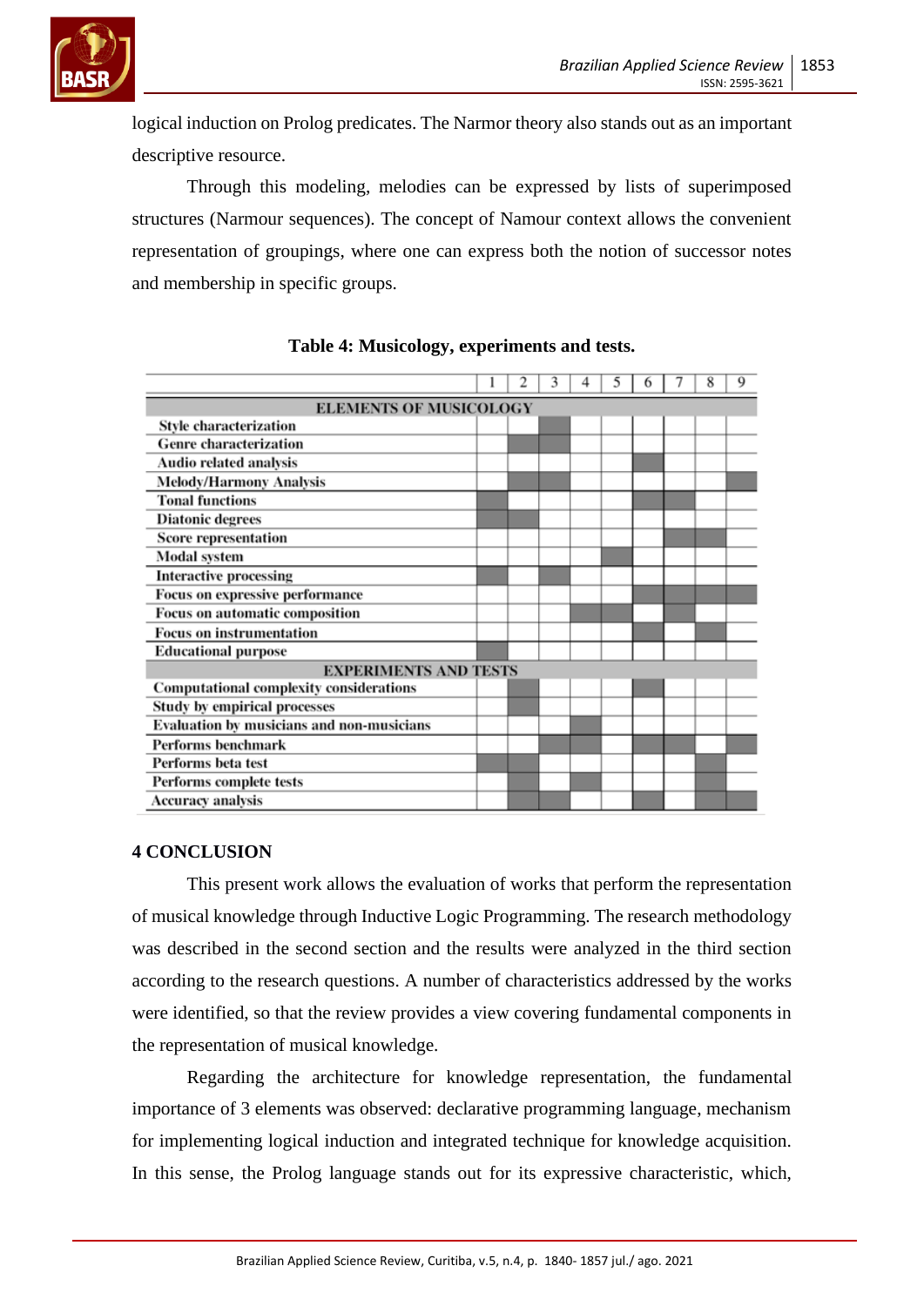logical induction on Prolog predicates. The Narmor theory also stands out as an important descriptive resource.

Through this modeling, melodies can be expressed by lists of superimposed structures (Narmour sequences). The concept of Namour context allows the convenient representation of groupings, where one can express both the notion of successor notes and membership in specific groups.

**Table 4: Musicology, experiments and tests.**

| | 1 | 2 | 3 | 4 | 5 | 6 | 7 | 8 | 9 |
|---|---|---|---|---|---|---|---|---|---|
| **ELEMENTS OF MUSICOLOGY** | | | | | | | | | |
| Style characterization | | | X | | | | | | |
| Genre characterization | | X | X | | | | | | |
| Audio related analysis | | | | | | X | | | |
| Melody/Harmony Analysis | | X | X | | | | | | X |
| Tonal functions | X | | | | | X | X | | |
| Diatonic degrees | X | X | | | | | | | |
| Score representation | | | | | | | X | X | |
| Modal system | | | | | X | | | | |
| Interactive processing | X | | X | | | | | | |
| Focus on expressive performance | | | | | | X | X | X | X |
| Focus on automatic composition | | | | X | X | | X | | |
| Focus on instrumentation | | | | | | X | | X | |
| Educational purpose | X | | | | | | | | |
| **EXPERIMENTS AND TESTS** | | | | | | | | | |
| Computational complexity considerations | | X | | | | X | | | |
| Study by empirical processes | | X | | | | | | | |
| Evaluation by musicians and non-musicians | | | | X | | | | | |
| Performs benchmark | | | X | X | | X | X | | X |
| Performs beta test | X | X | | | | | | X | |
| Performs complete tests | | X | | X | | | | X | |
| Accuracy analysis | | X | X | | | X | | X | X |

## 4 CONCLUSION

This present work allows the evaluation of works that perform the representation of musical knowledge through Inductive Logic Programming. The research methodology was described in the second section and the results were analyzed in the third section according to the research questions. A number of characteristics addressed by the works were identified, so that the review provides a view covering fundamental components in the representation of musical knowledge.

Regarding the architecture for knowledge representation, the fundamental importance of 3 elements was observed: declarative programming language, mechanism for implementing logical induction and integrated technique for knowledge acquisition. In this sense, the Prolog language stands out for its expressive characteristic, which,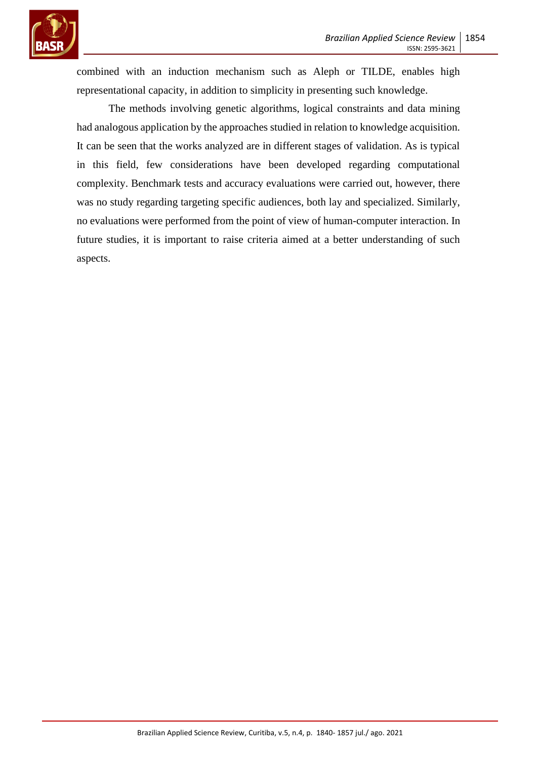combined with an induction mechanism such as Aleph or TILDE, enables high representational capacity, in addition to simplicity in presenting such knowledge.

The methods involving genetic algorithms, logical constraints and data mining had analogous application by the approaches studied in relation to knowledge acquisition. It can be seen that the works analyzed are in different stages of validation. As is typical in this field, few considerations have been developed regarding computational complexity. Benchmark tests and accuracy evaluations were carried out, however, there was no study regarding targeting specific audiences, both lay and specialized. Similarly, no evaluations were performed from the point of view of human-computer interaction. In future studies, it is important to raise criteria aimed at a better understanding of such aspects.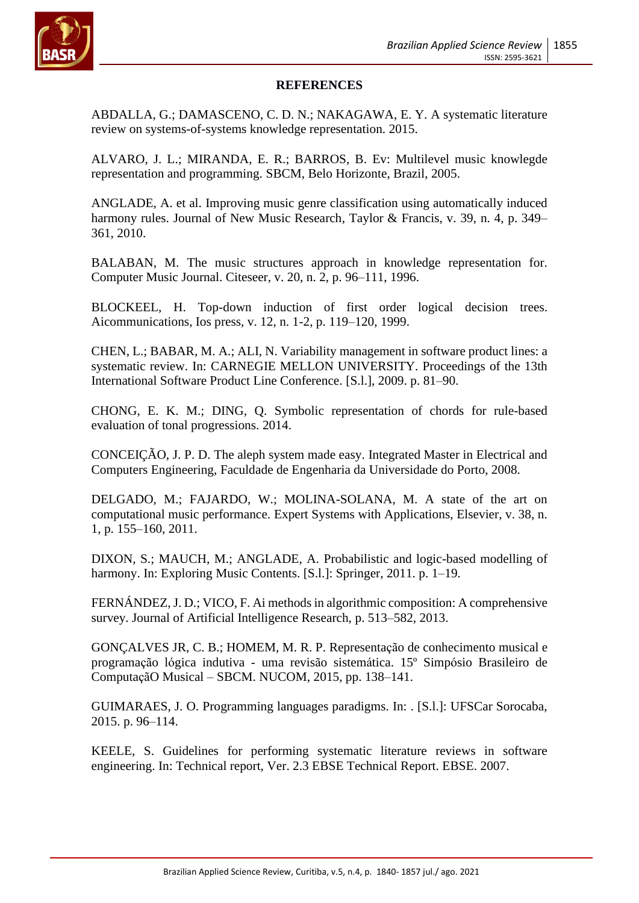## REFERENCES

ABDALLA, G.; DAMASCENO, C. D. N.; NAKAGAWA, E. Y. A systematic literature review on systems-of-systems knowledge representation. 2015.

ALVARO, J. L.; MIRANDA, E. R.; BARROS, B. Ev: Multilevel music knowlegde representation and programming. SBCM, Belo Horizonte, Brazil, 2005.

ANGLADE, A. et al. Improving music genre classification using automatically induced harmony rules. Journal of New Music Research, Taylor & Francis, v. 39, n. 4, p. 349–361, 2010.

BALABAN, M. The music structures approach in knowledge representation for. Computer Music Journal. Citeseer, v. 20, n. 2, p. 96–111, 1996.

BLOCKEEL, H. Top-down induction of first order logical decision trees. Aicommunications, Ios press, v. 12, n. 1-2, p. 119–120, 1999.

CHEN, L.; BABAR, M. A.; ALI, N. Variability management in software product lines: a systematic review. In: CARNEGIE MELLON UNIVERSITY. Proceedings of the 13th International Software Product Line Conference. [S.l.], 2009. p. 81–90.

CHONG, E. K. M.; DING, Q. Symbolic representation of chords for rule-based evaluation of tonal progressions. 2014.

CONCEIÇÃO, J. P. D. The aleph system made easy. Integrated Master in Electrical and Computers Engineering, Faculdade de Engenharia da Universidade do Porto, 2008.

DELGADO, M.; FAJARDO, W.; MOLINA-SOLANA, M. A state of the art on computational music performance. Expert Systems with Applications, Elsevier, v. 38, n. 1, p. 155–160, 2011.

DIXON, S.; MAUCH, M.; ANGLADE, A. Probabilistic and logic-based modelling of harmony. In: Exploring Music Contents. [S.l.]: Springer, 2011. p. 1–19.

FERNÁNDEZ, J. D.; VICO, F. Ai methods in algorithmic composition: A comprehensive survey. Journal of Artificial Intelligence Research, p. 513–582, 2013.

GONÇALVES JR, C. B.; HOMEM, M. R. P. Representação de conhecimento musical e programação lógica indutiva - uma revisão sistemática. 15º Simpósio Brasileiro de ComputaçãO Musical – SBCM. NUCOM, 2015, pp. 138–141.

GUIMARAES, J. O. Programming languages paradigms. In: . [S.l.]: UFSCar Sorocaba, 2015. p. 96–114.

KEELE, S. Guidelines for performing systematic literature reviews in software engineering. In: Technical report, Ver. 2.3 EBSE Technical Report. EBSE. 2007.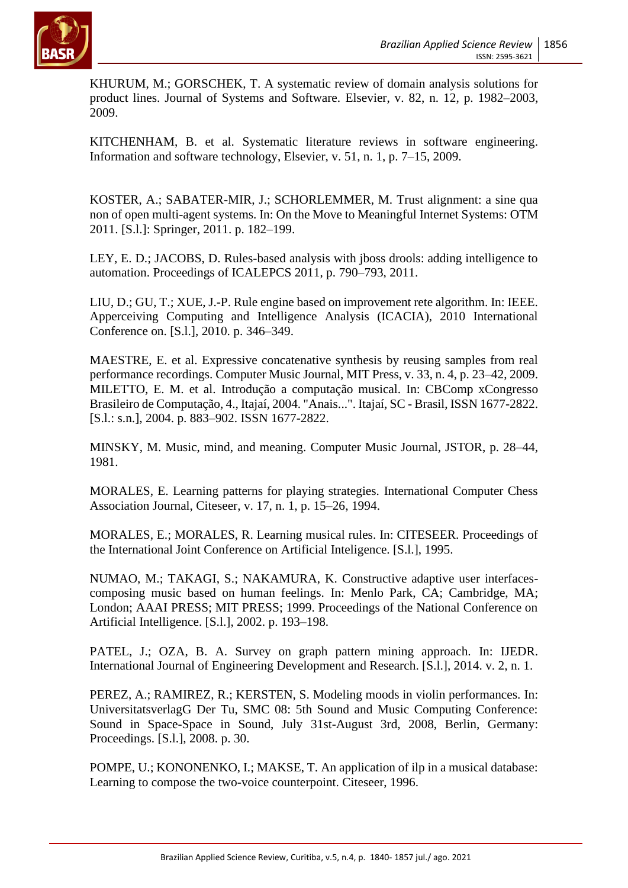KHURUM, M.; GORSCHEK, T. A systematic review of domain analysis solutions for product lines. Journal of Systems and Software. Elsevier, v. 82, n. 12, p. 1982–2003, 2009.

KITCHENHAM, B. et al. Systematic literature reviews in software engineering. Information and software technology, Elsevier, v. 51, n. 1, p. 7–15, 2009.

KOSTER, A.; SABATER-MIR, J.; SCHORLEMMER, M. Trust alignment: a sine qua non of open multi-agent systems. In: On the Move to Meaningful Internet Systems: OTM 2011. [S.l.]: Springer, 2011. p. 182–199.

LEY, E. D.; JACOBS, D. Rules-based analysis with jboss drools: adding intelligence to automation. Proceedings of ICALEPCS 2011, p. 790–793, 2011.

LIU, D.; GU, T.; XUE, J.-P. Rule engine based on improvement rete algorithm. In: IEEE. Apperceiving Computing and Intelligence Analysis (ICACIA), 2010 International Conference on. [S.l.], 2010. p. 346–349.

MAESTRE, E. et al. Expressive concatenative synthesis by reusing samples from real performance recordings. Computer Music Journal, MIT Press, v. 33, n. 4, p. 23–42, 2009.
MILETTO, E. M. et al. Introdução a computação musical. In: CBComp xCongresso Brasileiro de Computação, 4., Itajaí, 2004. "Anais...". Itajaí, SC - Brasil, ISSN 1677-2822. [S.l.: s.n.], 2004. p. 883–902. ISSN 1677-2822.

MINSKY, M. Music, mind, and meaning. Computer Music Journal, JSTOR, p. 28–44, 1981.

MORALES, E. Learning patterns for playing strategies. International Computer Chess Association Journal, Citeseer, v. 17, n. 1, p. 15–26, 1994.

MORALES, E.; MORALES, R. Learning musical rules. In: CITESEER. Proceedings of the International Joint Conference on Artificial Inteligence. [S.l.], 1995.

NUMAO, M.; TAKAGI, S.; NAKAMURA, K. Constructive adaptive user interfaces-composing music based on human feelings. In: Menlo Park, CA; Cambridge, MA; London; AAAI PRESS; MIT PRESS; 1999. Proceedings of the National Conference on Artificial Intelligence. [S.l.], 2002. p. 193–198.

PATEL, J.; OZA, B. A. Survey on graph pattern mining approach. In: IJEDR. International Journal of Engineering Development and Research. [S.l.], 2014. v. 2, n. 1.

PEREZ, A.; RAMIREZ, R.; KERSTEN, S. Modeling moods in violin performances. In: UniversitatsverlagG Der Tu, SMC 08: 5th Sound and Music Computing Conference: Sound in Space-Space in Sound, July 31st-August 3rd, 2008, Berlin, Germany: Proceedings. [S.l.], 2008. p. 30.

POMPE, U.; KONONENKO, I.; MAKSE, T. An application of ilp in a musical database: Learning to compose the two-voice counterpoint. Citeseer, 1996.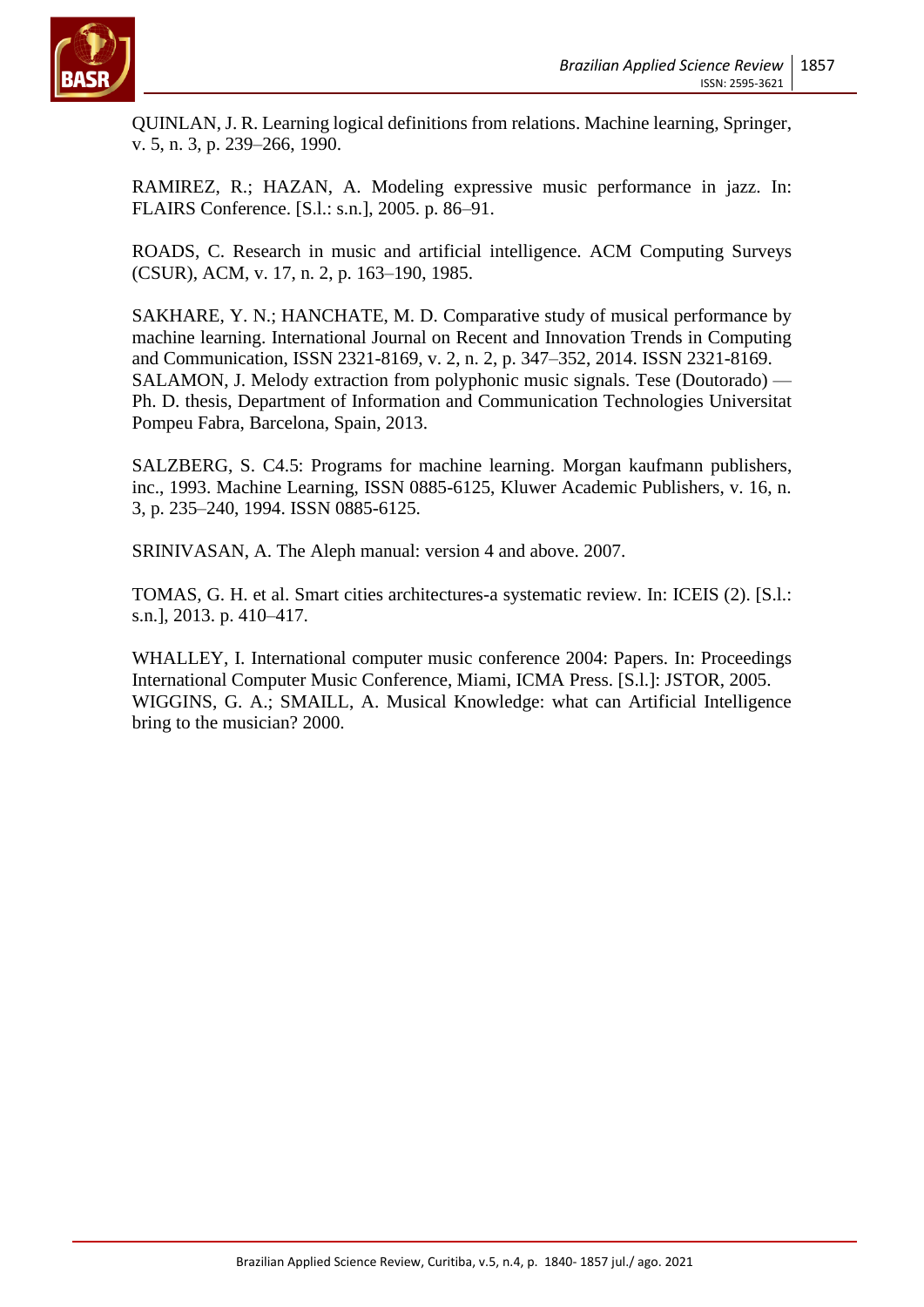QUINLAN, J. R. Learning logical definitions from relations. Machine learning, Springer, v. 5, n. 3, p. 239–266, 1990.

RAMIREZ, R.; HAZAN, A. Modeling expressive music performance in jazz. In: FLAIRS Conference. [S.l.: s.n.], 2005. p. 86–91.

ROADS, C. Research in music and artificial intelligence. ACM Computing Surveys (CSUR), ACM, v. 17, n. 2, p. 163–190, 1985.

SAKHARE, Y. N.; HANCHATE, M. D. Comparative study of musical performance by machine learning. International Journal on Recent and Innovation Trends in Computing and Communication, ISSN 2321-8169, v. 2, n. 2, p. 347–352, 2014. ISSN 2321-8169.
SALAMON, J. Melody extraction from polyphonic music signals. Tese (Doutorado) — Ph. D. thesis, Department of Information and Communication Technologies Universitat Pompeu Fabra, Barcelona, Spain, 2013.

SALZBERG, S. C4.5: Programs for machine learning. Morgan kaufmann publishers, inc., 1993. Machine Learning, ISSN 0885-6125, Kluwer Academic Publishers, v. 16, n. 3, p. 235–240, 1994. ISSN 0885-6125.

SRINIVASAN, A. The Aleph manual: version 4 and above. 2007.

TOMAS, G. H. et al. Smart cities architectures-a systematic review. In: ICEIS (2). [S.l.: s.n.], 2013. p. 410–417.

WHALLEY, I. International computer music conference 2004: Papers. In: Proceedings International Computer Music Conference, Miami, ICMA Press. [S.l.]: JSTOR, 2005.
WIGGINS, G. A.; SMAILL, A. Musical Knowledge: what can Artificial Intelligence bring to the musician? 2000.